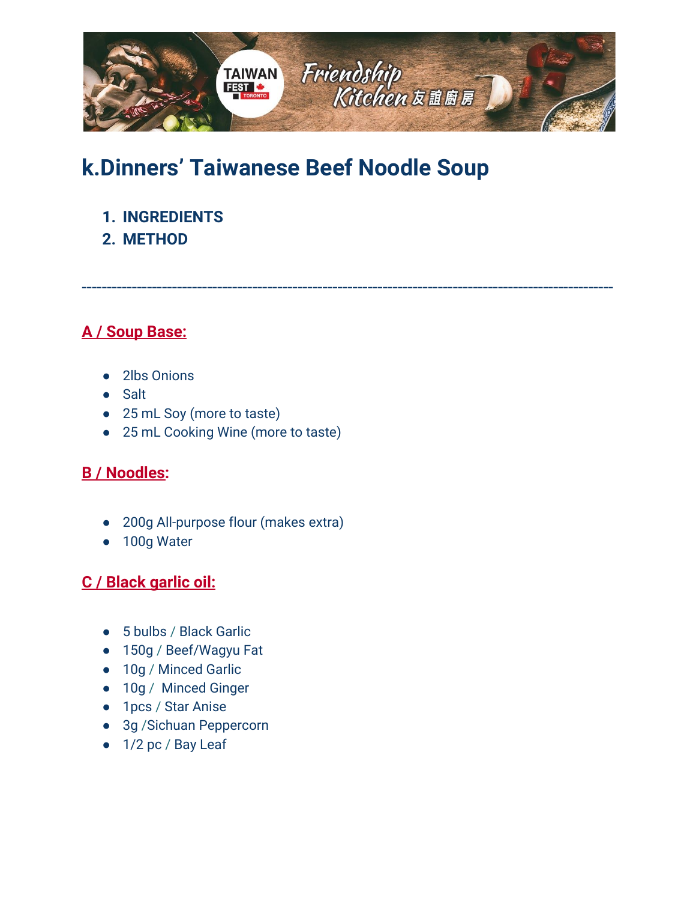# k.Dinners' Taiwanese Beef Noodle Soup

1. **INGREDIENTS**
2. **METHOD**

---

## A / Soup Base:

- 2lbs Onions
- Salt
- 25 mL Soy (more to taste)
- 25 mL Cooking Wine (more to taste)

## B / Noodles:

- 200g All-purpose flour (makes extra)
- 100g Water

## C / Black garlic oil:

- 5 bulbs / Black Garlic
- 150g / Beef/Wagyu Fat
- 10g / Minced Garlic
- 10g / Minced Ginger
- 1pcs / Star Anise
- 3g /Sichuan Peppercorn
- 1/2 pc / Bay Leaf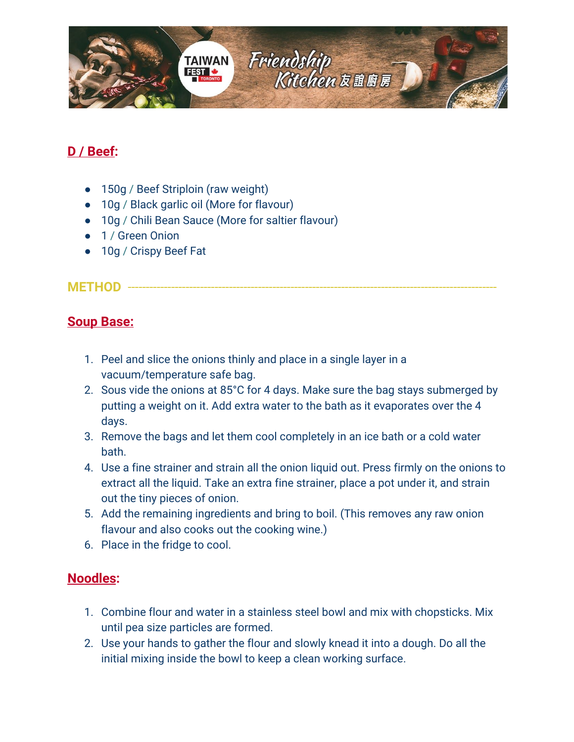## D / Beef:

- 150g / Beef Striploin (raw weight)
- 10g / Black garlic oil (More for flavour)
- 10g / Chili Bean Sauce (More for saltier flavour)
- 1 / Green Onion
- 10g / Crispy Beef Fat

## METHOD

## Soup Base:

1. Peel and slice the onions thinly and place in a single layer in a vacuum/temperature safe bag.
2. Sous vide the onions at 85°C for 4 days. Make sure the bag stays submerged by putting a weight on it. Add extra water to the bath as it evaporates over the 4 days.
3. Remove the bags and let them cool completely in an ice bath or a cold water bath.
4. Use a fine strainer and strain all the onion liquid out. Press firmly on the onions to extract all the liquid. Take an extra fine strainer, place a pot under it, and strain out the tiny pieces of onion.
5. Add the remaining ingredients and bring to boil. (This removes any raw onion flavour and also cooks out the cooking wine.)
6. Place in the fridge to cool.

## Noodles:

1. Combine flour and water in a stainless steel bowl and mix with chopsticks. Mix until pea size particles are formed.
2. Use your hands to gather the flour and slowly knead it into a dough. Do all the initial mixing inside the bowl to keep a clean working surface.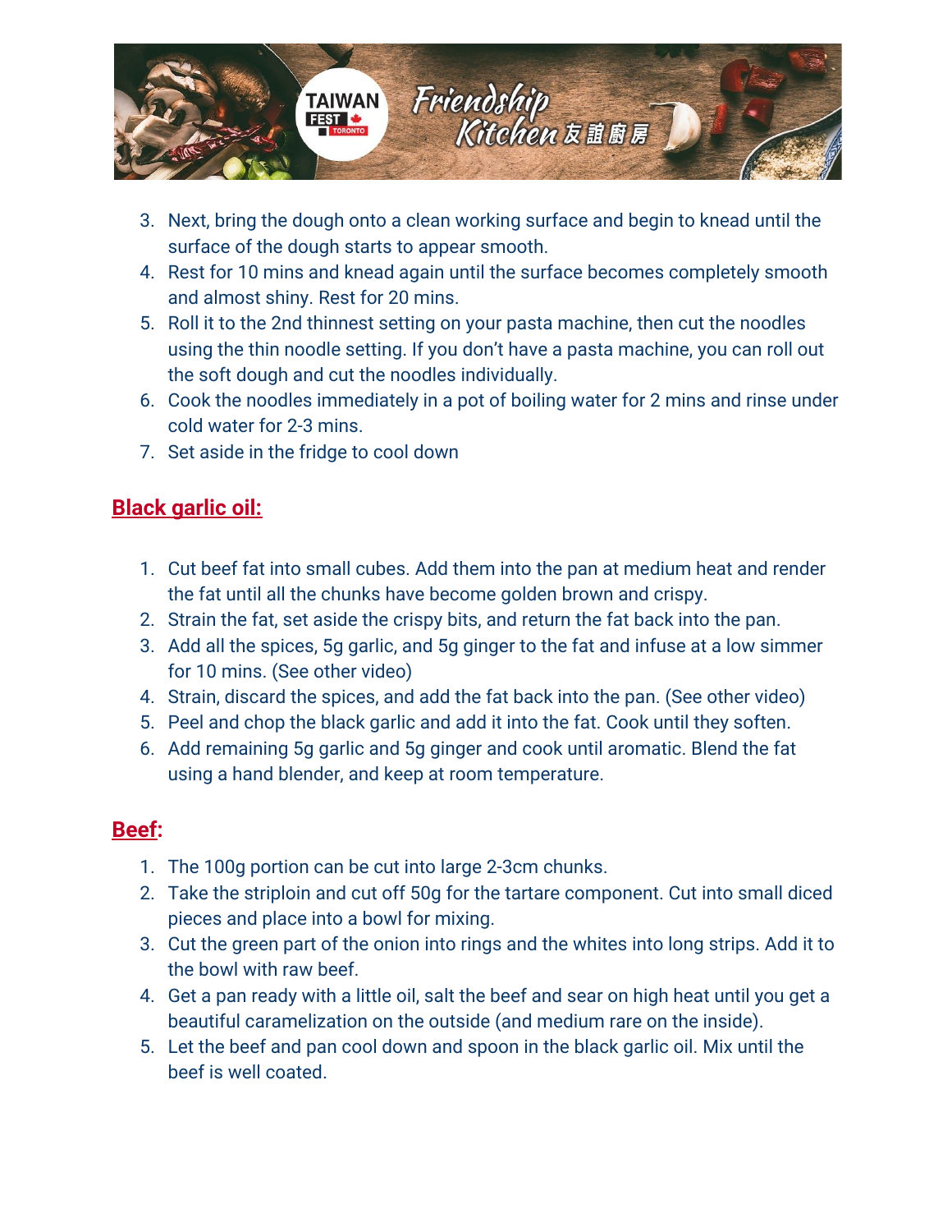3. Next, bring the dough onto a clean working surface and begin to knead until the surface of the dough starts to appear smooth.
4. Rest for 10 mins and knead again until the surface becomes completely smooth and almost shiny. Rest for 20 mins.
5. Roll it to the 2nd thinnest setting on your pasta machine, then cut the noodles using the thin noodle setting. If you don't have a pasta machine, you can roll out the soft dough and cut the noodles individually.
6. Cook the noodles immediately in a pot of boiling water for 2 mins and rinse under cold water for 2-3 mins.
7. Set aside in the fridge to cool down

## Black garlic oil:

1. Cut beef fat into small cubes. Add them into the pan at medium heat and render the fat until all the chunks have become golden brown and crispy.
2. Strain the fat, set aside the crispy bits, and return the fat back into the pan.
3. Add all the spices, 5g garlic, and 5g ginger to the fat and infuse at a low simmer for 10 mins. (See other video)
4. Strain, discard the spices, and add the fat back into the pan. (See other video)
5. Peel and chop the black garlic and add it into the fat. Cook until they soften.
6. Add remaining 5g garlic and 5g ginger and cook until aromatic. Blend the fat using a hand blender, and keep at room temperature.

## Beef:

1. The 100g portion can be cut into large 2-3cm chunks.
2. Take the striploin and cut off 50g for the tartare component. Cut into small diced pieces and place into a bowl for mixing.
3. Cut the green part of the onion into rings and the whites into long strips. Add it to the bowl with raw beef.
4. Get a pan ready with a little oil, salt the beef and sear on high heat until you get a beautiful caramelization on the outside (and medium rare on the inside).
5. Let the beef and pan cool down and spoon in the black garlic oil. Mix until the beef is well coated.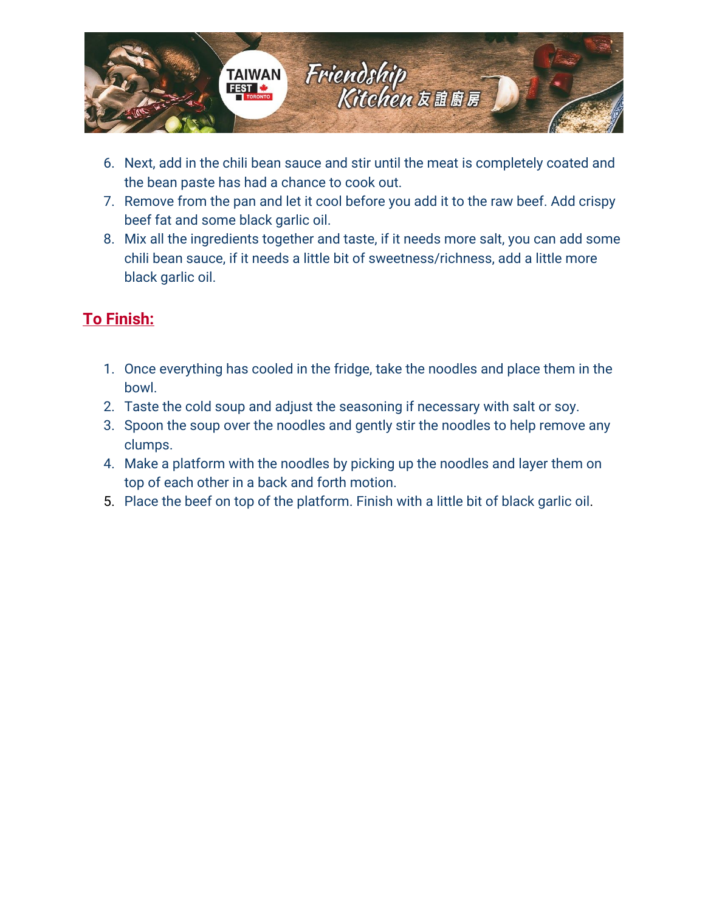6. Next, add in the chili bean sauce and stir until the meat is completely coated and the bean paste has had a chance to cook out.
7. Remove from the pan and let it cool before you add it to the raw beef. Add crispy beef fat and some black garlic oil.
8. Mix all the ingredients together and taste, if it needs more salt, you can add some chili bean sauce, if it needs a little bit of sweetness/richness, add a little more black garlic oil.

## To Finish:

1. Once everything has cooled in the fridge, take the noodles and place them in the bowl.
2. Taste the cold soup and adjust the seasoning if necessary with salt or soy.
3. Spoon the soup over the noodles and gently stir the noodles to help remove any clumps.
4. Make a platform with the noodles by picking up the noodles and layer them on top of each other in a back and forth motion.
5. Place the beef on top of the platform. Finish with a little bit of black garlic oil.